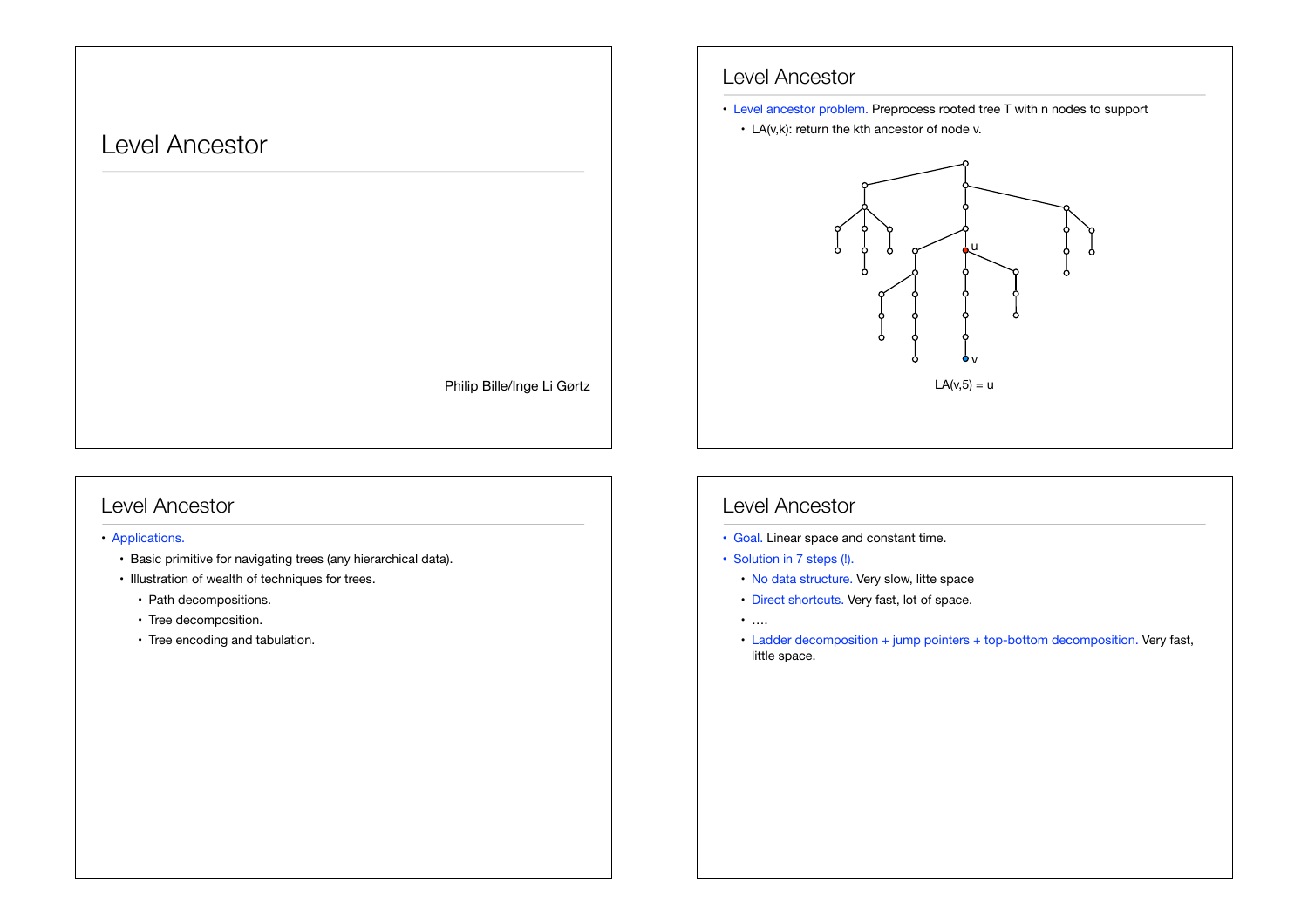# Level Ancestor

Philip Bille/Inge Li Gørtz

## Level Ancestor

- Level ancestor problem. Preprocess rooted tree T with n nodes to support
  - LA(v,k): return the kth ancestor of node v.

LA(v,5) = u

## Level Ancestor

- Applications.
  - Basic primitive for navigating trees (any hierarchical data).
  - Illustration of wealth of techniques for trees.
    - Path decompositions.
    - Tree decomposition.
    - Tree encoding and tabulation.

## Level Ancestor

- Goal. Linear space and constant time.
- Solution in 7 steps (!).
  - No data structure. Very slow, litte space
  - Direct shortcuts. Very fast, lot of space.
  - ….
  - Ladder decomposition + jump pointers + top-bottom decomposition. Very fast, little space.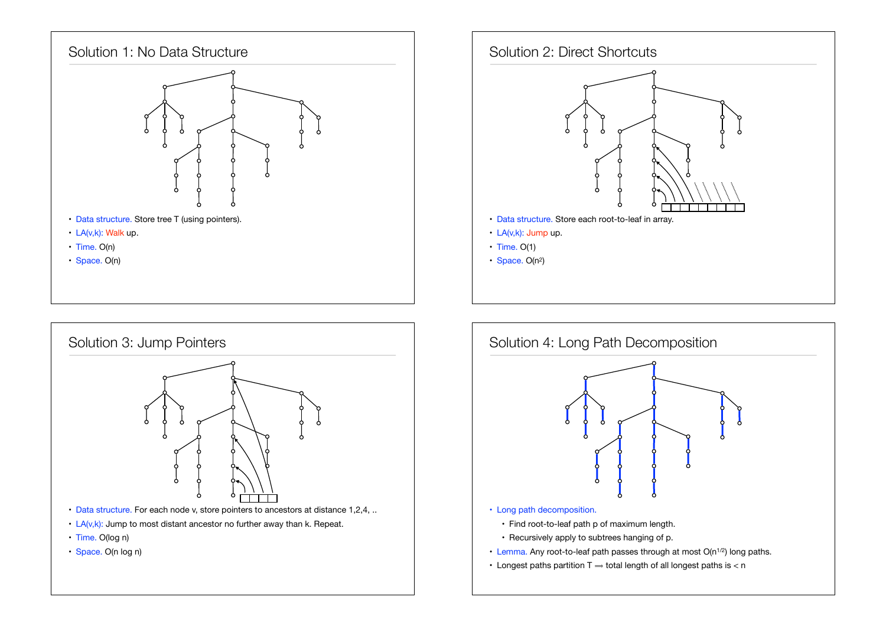## Solution 1: No Data Structure

- Data structure. Store tree T (using pointers).
- LA(v,k): Walk up.
- Time. O(n)
- Space. O(n)

## Solution 2: Direct Shortcuts

- Data structure. Store each root-to-leaf in array.
- LA(v,k): Jump up.
- Time. O(1)
- Space. O($n^2$)

## Solution 3: Jump Pointers

- Data structure. For each node v, store pointers to ancestors at distance 1,2,4, ..
- LA(v,k): Jump to most distant ancestor no further away than k. Repeat.
- Time. O(log n)
- Space. O(n log n)

## Solution 4: Long Path Decomposition

- Long path decomposition.
  - Find root-to-leaf path p of maximum length.
  - Recursively apply to subtrees hanging of p.
- Lemma. Any root-to-leaf path passes through at most O($n^{1/2}$) long paths.
- Longest paths partition T ⟹ total length of all longest paths is < n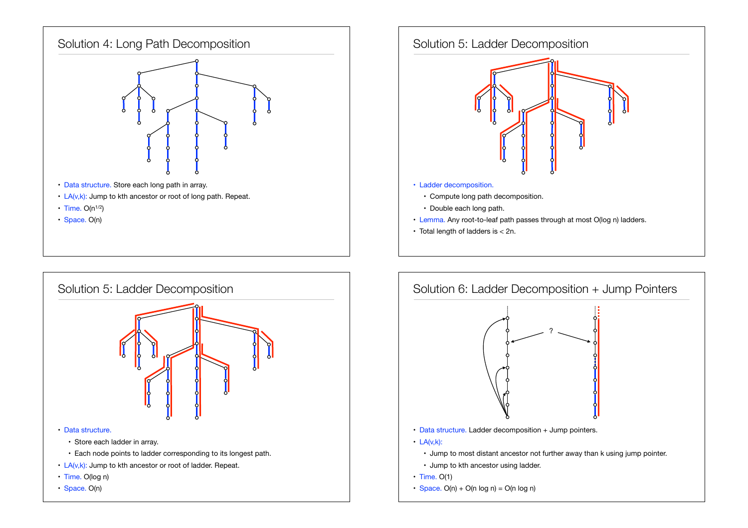## Solution 4: Long Path Decomposition

- Data structure. Store each long path in array.
- LA(v,k): Jump to kth ancestor or root of long path. Repeat.
- Time. $O(n^{1/2})$
- Space. $O(n)$

## Solution 5: Ladder Decomposition

- Ladder decomposition.
  - Compute long path decomposition.
  - Double each long path.
- Lemma. Any root-to-leaf path passes through at most $O(\log n)$ ladders.
- Total length of ladders is $< 2n$.

## Solution 5: Ladder Decomposition

- Data structure.
  - Store each ladder in array.
  - Each node points to ladder corresponding to its longest path.
- LA(v,k): Jump to kth ancestor or root of ladder. Repeat.
- Time. $O(\log n)$
- Space. $O(n)$

## Solution 6: Ladder Decomposition + Jump Pointers

- Data structure. Ladder decomposition + Jump pointers.
- LA(v,k):
  - Jump to most distant ancestor not further away than k using jump pointer.
  - Jump to kth ancestor using ladder.
- Time. $O(1)$
- Space. $O(n) + O(n \log n) = O(n \log n)$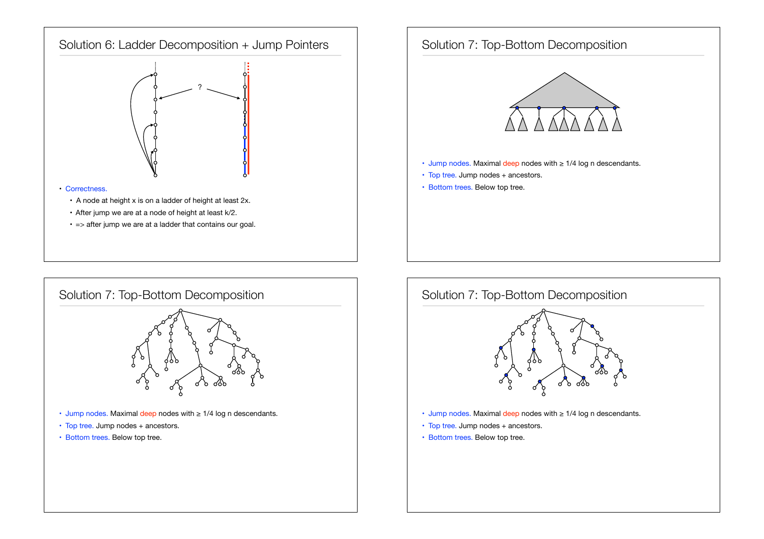## Solution 6: Ladder Decomposition + Jump Pointers

- Correctness.
  - A node at height x is on a ladder of height at least 2x.
  - After jump we are at a node of height at least k/2.
  - => after jump we are at a ladder that contains our goal.

## Solution 7: Top-Bottom Decomposition

- Jump nodes. Maximal deep nodes with ≥ 1/4 log n descendants.
- Top tree. Jump nodes + ancestors.
- Bottom trees. Below top tree.

## Solution 7: Top-Bottom Decomposition

- Jump nodes. Maximal deep nodes with ≥ 1/4 log n descendants.
- Top tree. Jump nodes + ancestors.
- Bottom trees. Below top tree.

## Solution 7: Top-Bottom Decomposition

- Jump nodes. Maximal deep nodes with ≥ 1/4 log n descendants.
- Top tree. Jump nodes + ancestors.
- Bottom trees. Below top tree.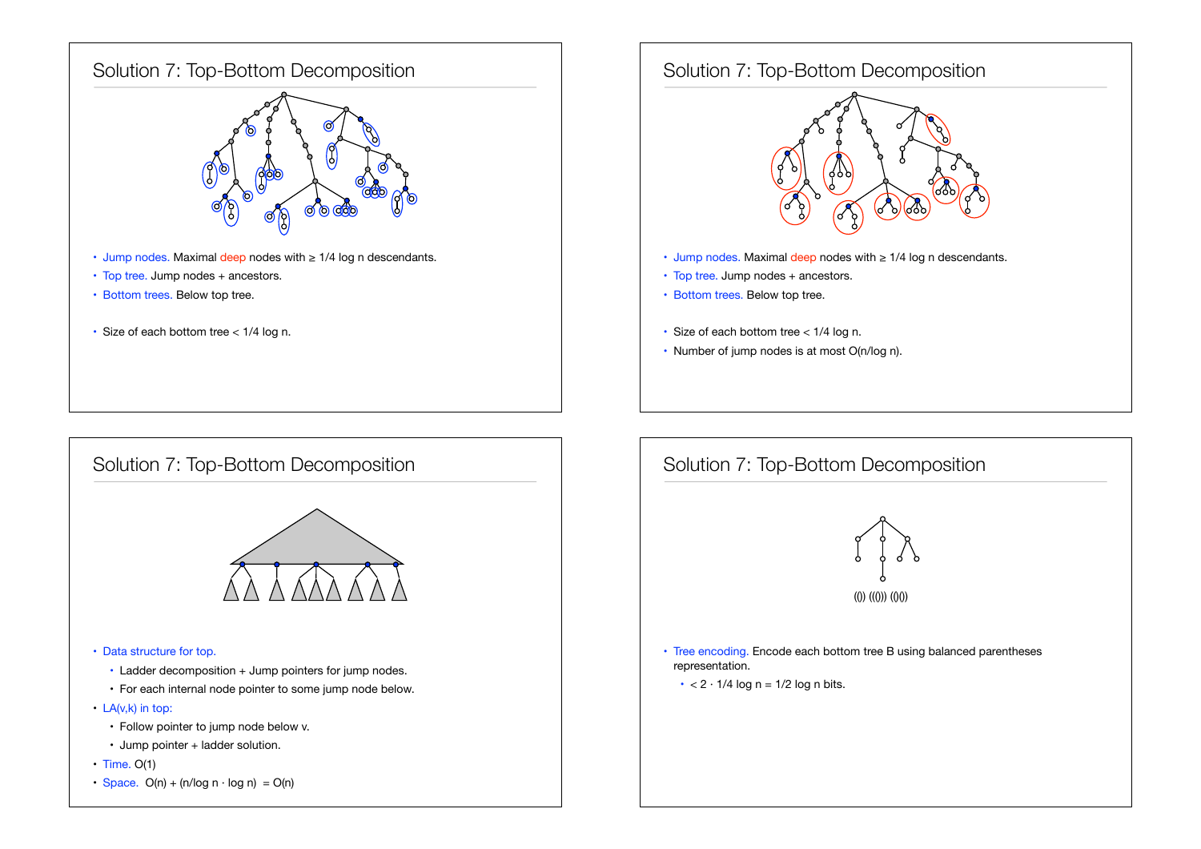## Solution 7: Top-Bottom Decomposition

- Jump nodes. Maximal deep nodes with ≥ 1/4 log n descendants.
- Top tree. Jump nodes + ancestors.
- Bottom trees. Below top tree.

- Size of each bottom tree < 1/4 log n.

## Solution 7: Top-Bottom Decomposition

- Jump nodes. Maximal deep nodes with ≥ 1/4 log n descendants.
- Top tree. Jump nodes + ancestors.
- Bottom trees. Below top tree.

- Size of each bottom tree < 1/4 log n.
- Number of jump nodes is at most O(n/log n).

## Solution 7: Top-Bottom Decomposition

- Data structure for top.
  - Ladder decomposition + Jump pointers for jump nodes.
  - For each internal node pointer to some jump node below.
- LA(v,k) in top:
  - Follow pointer to jump node below v.
  - Jump pointer + ladder solution.
- Time. O(1)
- Space. O(n) + (n/log n · log n) = O(n)

## Solution 7: Top-Bottom Decomposition

(()) ((())) (()())

- Tree encoding. Encode each bottom tree B using balanced parentheses representation.
  - < 2 · 1/4 log n = 1/2 log n bits.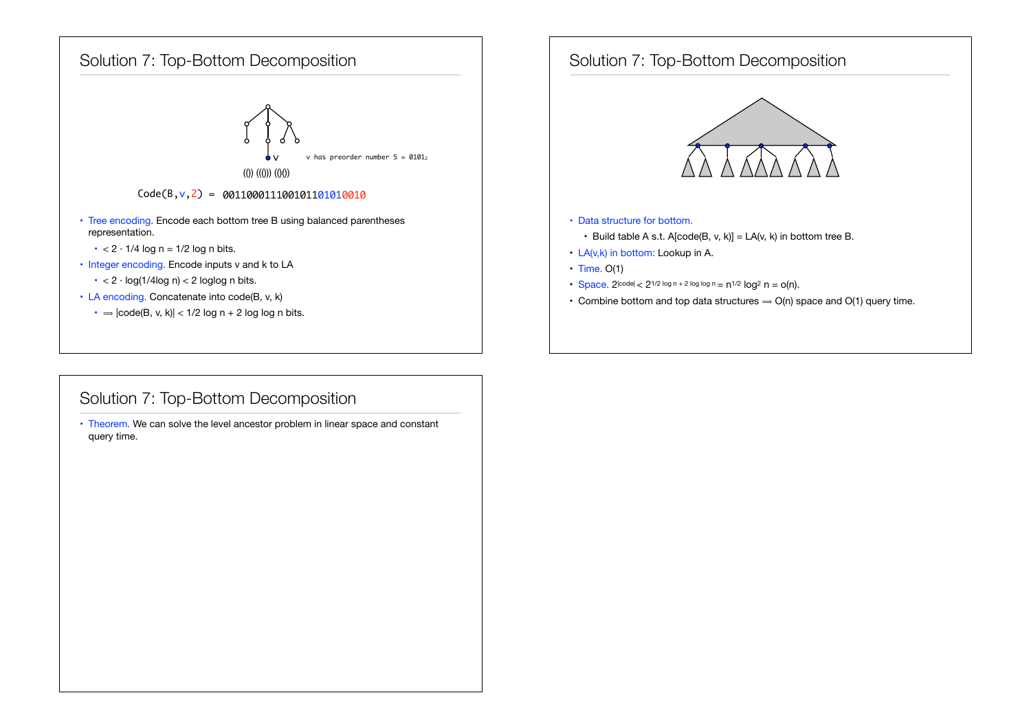## Solution 7: Top-Bottom Decomposition

(()) ((())) (()())

v has preorder number 5 = $0101_2$

```
Code(B,v,2) = 001100011100101101010010
```

- Tree encoding. Encode each bottom tree B using balanced parentheses representation.
  - $< 2 \cdot 1/4 \log n = 1/2 \log n$ bits.
- Integer encoding. Encode inputs v and k to LA
  - $< 2 \cdot \log(1/4 \log n) < 2 \log\log n$ bits.
- LA encoding. Concatenate into code(B, v, k)
  - $\Longrightarrow |\text{code}(B, v, k)| < 1/2 \log n + 2 \log \log n$ bits.

## Solution 7: Top-Bottom Decomposition

- Data structure for bottom.
  - Build table A s.t. A[code(B, v, k)] = LA(v, k) in bottom tree B.
- LA(v,k) in bottom: Lookup in A.
- Time. O(1)
- Space. $2^{|\text{code}|} < 2^{1/2 \log n + 2 \log \log n} = n^{1/2} \log^2 n = o(n)$.
- Combine bottom and top data structures $\Longrightarrow$ O(n) space and O(1) query time.

## Solution 7: Top-Bottom Decomposition

- Theorem. We can solve the level ancestor problem in linear space and constant query time.